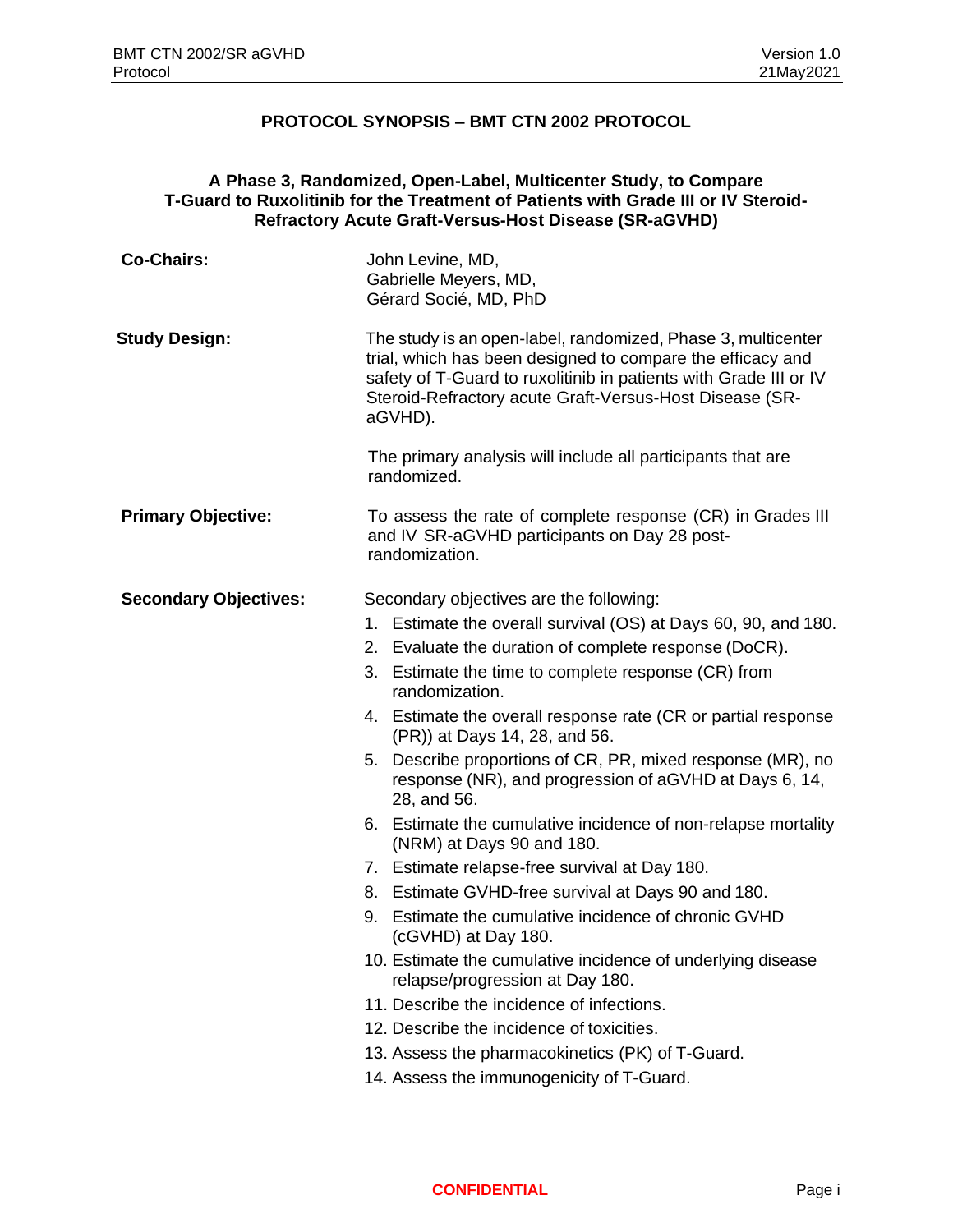# PROTOCOL SYNOPSIS – BMT CTN 2002 PROTOCOL

## A Phase 3, Randomized, Open-Label, Multicenter Study, to Compare T-Guard to Ruxolitinib for the Treatment of Patients with Grade III or IV Steroid-Refractory Acute Graft-Versus-Host Disease (SR-aGVHD)

**Co-Chairs:** John Levine, MD,
Gabrielle Meyers, MD,
Gérard Socié, MD, PhD

**Study Design:** The study is an open-label, randomized, Phase 3, multicenter trial, which has been designed to compare the efficacy and safety of T-Guard to ruxolitinib in patients with Grade III or IV Steroid-Refractory acute Graft-Versus-Host Disease (SR-aGVHD).

The primary analysis will include all participants that are randomized.

**Primary Objective:** To assess the rate of complete response (CR) in Grades III and IV SR-aGVHD participants on Day 28 post-randomization.

**Secondary Objectives:** Secondary objectives are the following:

1. Estimate the overall survival (OS) at Days 60, 90, and 180.
2. Evaluate the duration of complete response (DoCR).
3. Estimate the time to complete response (CR) from randomization.
4. Estimate the overall response rate (CR or partial response (PR)) at Days 14, 28, and 56.
5. Describe proportions of CR, PR, mixed response (MR), no response (NR), and progression of aGVHD at Days 6, 14, 28, and 56.
6. Estimate the cumulative incidence of non-relapse mortality (NRM) at Days 90 and 180.
7. Estimate relapse-free survival at Day 180.
8. Estimate GVHD-free survival at Days 90 and 180.
9. Estimate the cumulative incidence of chronic GVHD (cGVHD) at Day 180.
10. Estimate the cumulative incidence of underlying disease relapse/progression at Day 180.
11. Describe the incidence of infections.
12. Describe the incidence of toxicities.
13. Assess the pharmacokinetics (PK) of T-Guard.
14. Assess the immunogenicity of T-Guard.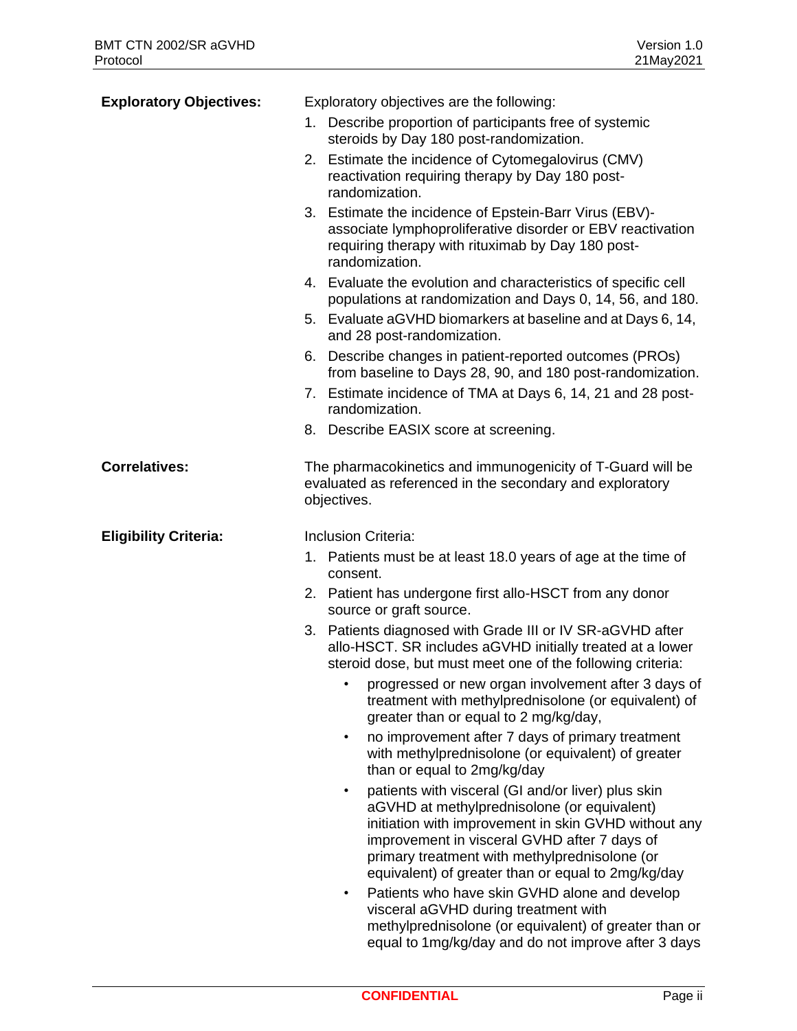**Exploratory Objectives:**

Exploratory objectives are the following:

1. Describe proportion of participants free of systemic steroids by Day 180 post-randomization.
2. Estimate the incidence of Cytomegalovirus (CMV) reactivation requiring therapy by Day 180 post-randomization.
3. Estimate the incidence of Epstein-Barr Virus (EBV)-associate lymphoproliferative disorder or EBV reactivation requiring therapy with rituximab by Day 180 post-randomization.
4. Evaluate the evolution and characteristics of specific cell populations at randomization and Days 0, 14, 56, and 180.
5. Evaluate aGVHD biomarkers at baseline and at Days 6, 14, and 28 post-randomization.
6. Describe changes in patient-reported outcomes (PROs) from baseline to Days 28, 90, and 180 post-randomization.
7. Estimate incidence of TMA at Days 6, 14, 21 and 28 post-randomization.
8. Describe EASIX score at screening.

**Correlatives:**

The pharmacokinetics and immunogenicity of T-Guard will be evaluated as referenced in the secondary and exploratory objectives.

**Eligibility Criteria:**

Inclusion Criteria:

1. Patients must be at least 18.0 years of age at the time of consent.
2. Patient has undergone first allo-HSCT from any donor source or graft source.
3. Patients diagnosed with Grade III or IV SR-aGVHD after allo-HSCT. SR includes aGVHD initially treated at a lower steroid dose, but must meet one of the following criteria:
   - progressed or new organ involvement after 3 days of treatment with methylprednisolone (or equivalent) of greater than or equal to 2 mg/kg/day,
   - no improvement after 7 days of primary treatment with methylprednisolone (or equivalent) of greater than or equal to 2mg/kg/day
   - patients with visceral (GI and/or liver) plus skin aGVHD at methylprednisolone (or equivalent) initiation with improvement in skin GVHD without any improvement in visceral GVHD after 7 days of primary treatment with methylprednisolone (or equivalent) of greater than or equal to 2mg/kg/day
   - Patients who have skin GVHD alone and develop visceral aGVHD during treatment with methylprednisolone (or equivalent) of greater than or equal to 1mg/kg/day and do not improve after 3 days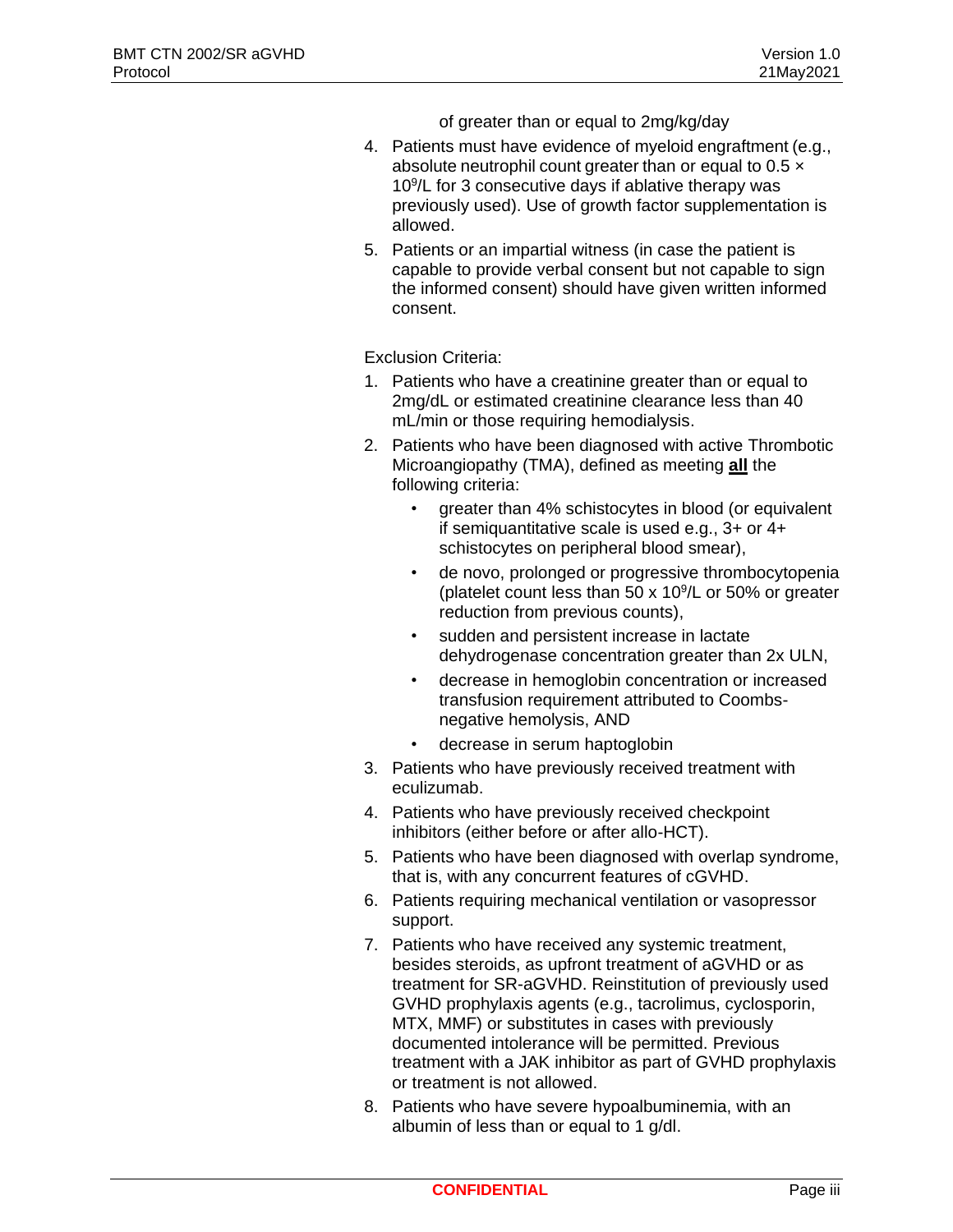of greater than or equal to 2mg/kg/day

4. Patients must have evidence of myeloid engraftment (e.g., absolute neutrophil count greater than or equal to 0.5 × $10^9$/L for 3 consecutive days if ablative therapy was previously used). Use of growth factor supplementation is allowed.
5. Patients or an impartial witness (in case the patient is capable to provide verbal consent but not capable to sign the informed consent) should have given written informed consent.

Exclusion Criteria:

1. Patients who have a creatinine greater than or equal to 2mg/dL or estimated creatinine clearance less than 40 mL/min or those requiring hemodialysis.
2. Patients who have been diagnosed with active Thrombotic Microangiopathy (TMA), defined as meeting **all** the following criteria:
   - greater than 4% schistocytes in blood (or equivalent if semiquantitative scale is used e.g., 3+ or 4+ schistocytes on peripheral blood smear),
   - de novo, prolonged or progressive thrombocytopenia (platelet count less than 50 x $10^9$/L or 50% or greater reduction from previous counts),
   - sudden and persistent increase in lactate dehydrogenase concentration greater than 2x ULN,
   - decrease in hemoglobin concentration or increased transfusion requirement attributed to Coombs-negative hemolysis, AND
   - decrease in serum haptoglobin
3. Patients who have previously received treatment with eculizumab.
4. Patients who have previously received checkpoint inhibitors (either before or after allo-HCT).
5. Patients who have been diagnosed with overlap syndrome, that is, with any concurrent features of cGVHD.
6. Patients requiring mechanical ventilation or vasopressor support.
7. Patients who have received any systemic treatment, besides steroids, as upfront treatment of aGVHD or as treatment for SR-aGVHD. Reinstitution of previously used GVHD prophylaxis agents (e.g., tacrolimus, cyclosporin, MTX, MMF) or substitutes in cases with previously documented intolerance will be permitted. Previous treatment with a JAK inhibitor as part of GVHD prophylaxis or treatment is not allowed.
8. Patients who have severe hypoalbuminemia, with an albumin of less than or equal to 1 g/dl.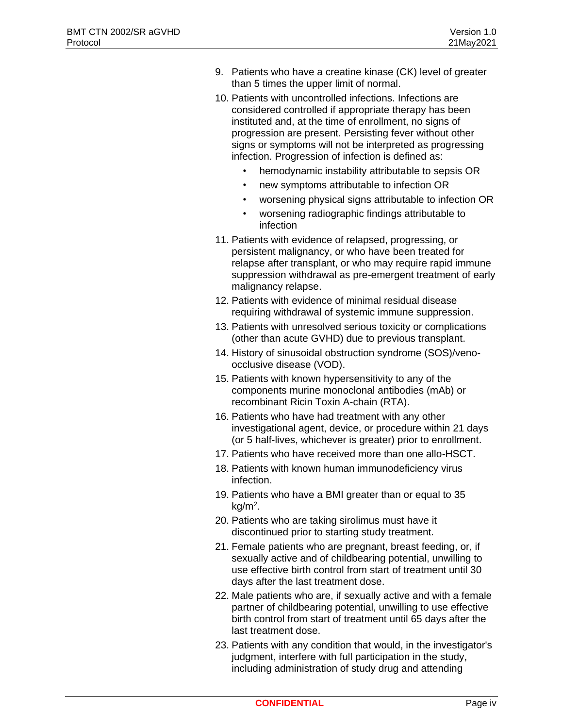9. Patients who have a creatine kinase (CK) level of greater than 5 times the upper limit of normal.
10. Patients with uncontrolled infections. Infections are considered controlled if appropriate therapy has been instituted and, at the time of enrollment, no signs of progression are present. Persisting fever without other signs or symptoms will not be interpreted as progressing infection. Progression of infection is defined as:
    - hemodynamic instability attributable to sepsis OR
    - new symptoms attributable to infection OR
    - worsening physical signs attributable to infection OR
    - worsening radiographic findings attributable to infection
11. Patients with evidence of relapsed, progressing, or persistent malignancy, or who have been treated for relapse after transplant, or who may require rapid immune suppression withdrawal as pre-emergent treatment of early malignancy relapse.
12. Patients with evidence of minimal residual disease requiring withdrawal of systemic immune suppression.
13. Patients with unresolved serious toxicity or complications (other than acute GVHD) due to previous transplant.
14. History of sinusoidal obstruction syndrome (SOS)/veno-occlusive disease (VOD).
15. Patients with known hypersensitivity to any of the components murine monoclonal antibodies (mAb) or recombinant Ricin Toxin A-chain (RTA).
16. Patients who have had treatment with any other investigational agent, device, or procedure within 21 days (or 5 half-lives, whichever is greater) prior to enrollment.
17. Patients who have received more than one allo-HSCT.
18. Patients with known human immunodeficiency virus infection.
19. Patients who have a BMI greater than or equal to 35 $kg/m^2$.
20. Patients who are taking sirolimus must have it discontinued prior to starting study treatment.
21. Female patients who are pregnant, breast feeding, or, if sexually active and of childbearing potential, unwilling to use effective birth control from start of treatment until 30 days after the last treatment dose.
22. Male patients who are, if sexually active and with a female partner of childbearing potential, unwilling to use effective birth control from start of treatment until 65 days after the last treatment dose.
23. Patients with any condition that would, in the investigator's judgment, interfere with full participation in the study, including administration of study drug and attending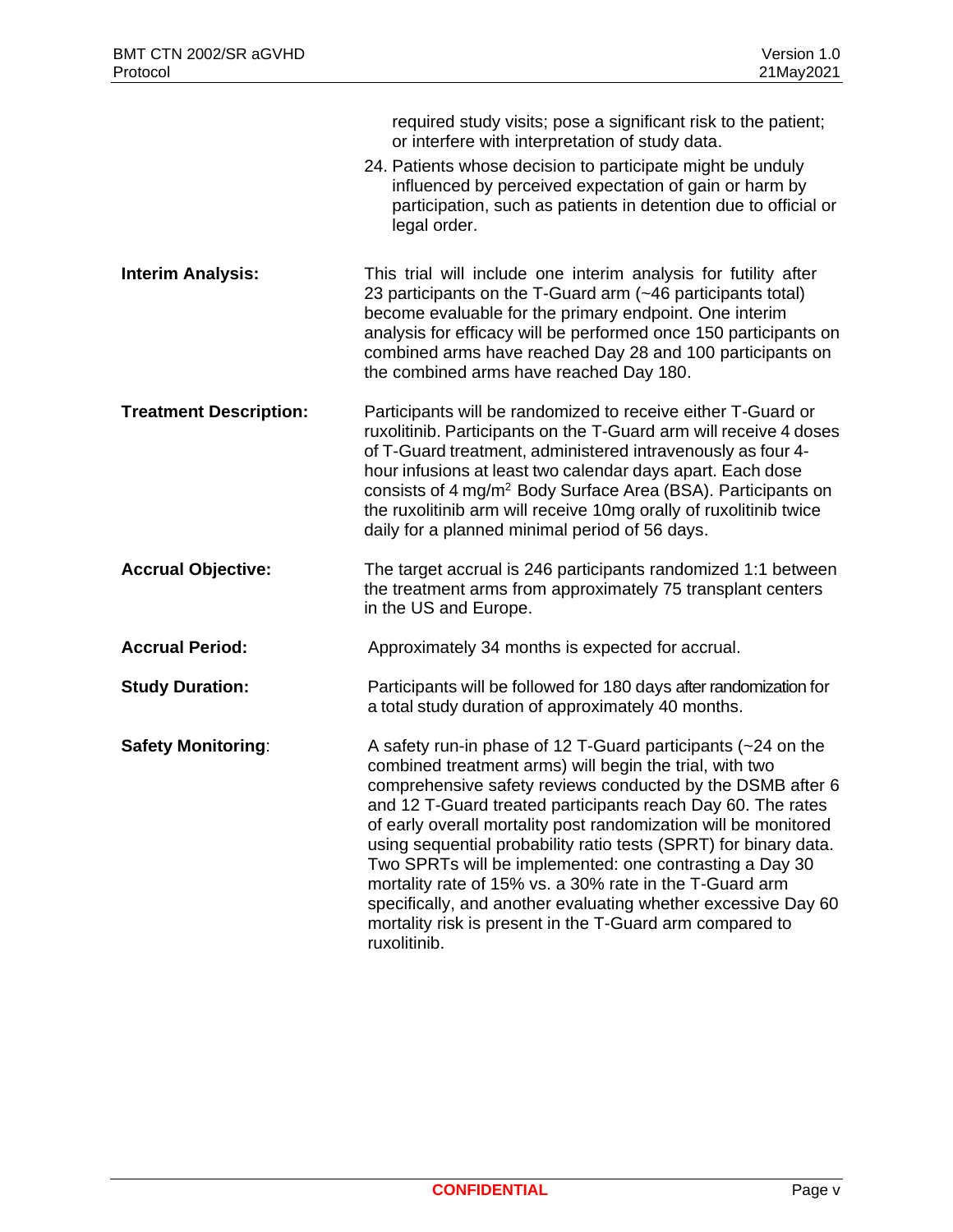required study visits; pose a significant risk to the patient; or interfere with interpretation of study data.

24. Patients whose decision to participate might be unduly influenced by perceived expectation of gain or harm by participation, such as patients in detention due to official or legal order.

**Interim Analysis:** This trial will include one interim analysis for futility after 23 participants on the T-Guard arm (~46 participants total) become evaluable for the primary endpoint. One interim analysis for efficacy will be performed once 150 participants on combined arms have reached Day 28 and 100 participants on the combined arms have reached Day 180.

**Treatment Description:** Participants will be randomized to receive either T-Guard or ruxolitinib. Participants on the T-Guard arm will receive 4 doses of T-Guard treatment, administered intravenously as four 4-hour infusions at least two calendar days apart. Each dose consists of 4 mg/m$^2$ Body Surface Area (BSA). Participants on the ruxolitinib arm will receive 10mg orally of ruxolitinib twice daily for a planned minimal period of 56 days.

**Accrual Objective:** The target accrual is 246 participants randomized 1:1 between the treatment arms from approximately 75 transplant centers in the US and Europe.

**Accrual Period:** Approximately 34 months is expected for accrual.

**Study Duration:** Participants will be followed for 180 days after randomization for a total study duration of approximately 40 months.

**Safety Monitoring**: A safety run-in phase of 12 T-Guard participants (~24 on the combined treatment arms) will begin the trial, with two comprehensive safety reviews conducted by the DSMB after 6 and 12 T-Guard treated participants reach Day 60. The rates of early overall mortality post randomization will be monitored using sequential probability ratio tests (SPRT) for binary data. Two SPRTs will be implemented: one contrasting a Day 30 mortality rate of 15% vs. a 30% rate in the T-Guard arm specifically, and another evaluating whether excessive Day 60 mortality risk is present in the T-Guard arm compared to ruxolitinib.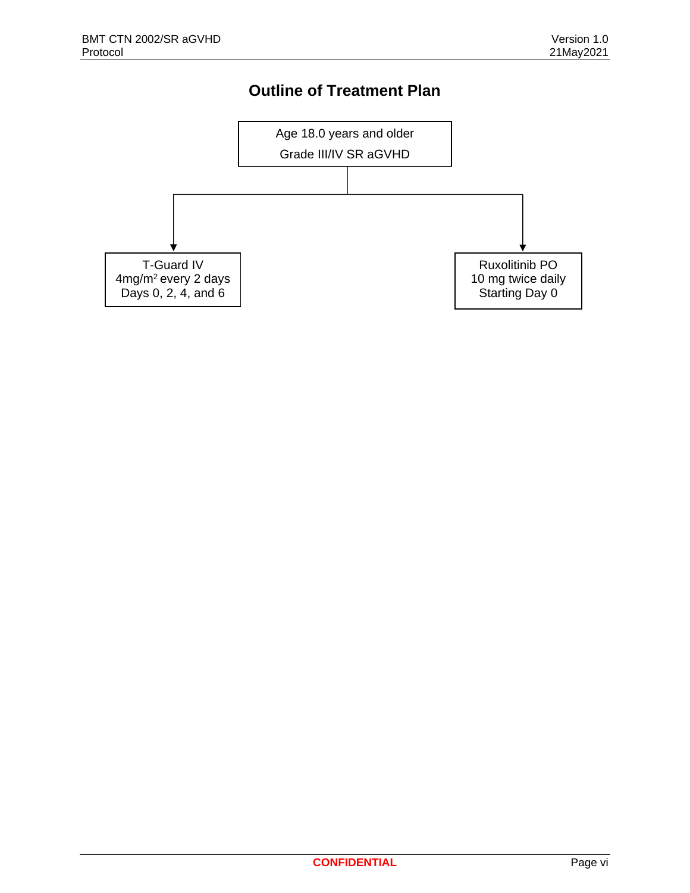# Outline of Treatment Plan

Age 18.0 years and older
Grade III/IV SR aGVHD

T-Guard IV
4mg/m$^2$ every 2 days
Days 0, 2, 4, and 6

Ruxolitinib PO
10 mg twice daily
Starting Day 0